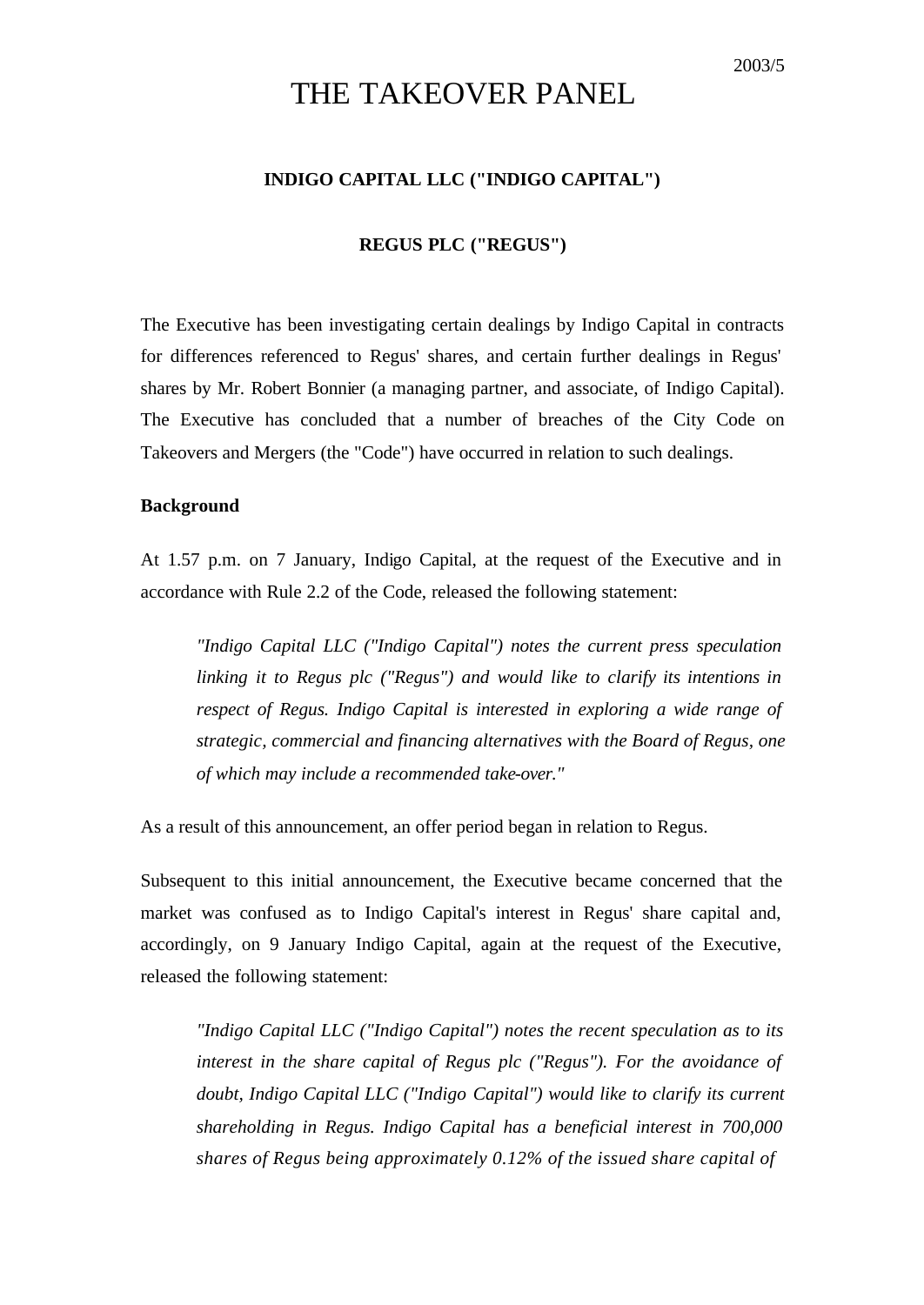2003/5

# THE TAKEOVER PANEL

**INDIGO CAPITAL LLC ("INDIGO CAPITAL")**

**REGUS PLC ("REGUS")**

The Executive has been investigating certain dealings by Indigo Capital in contracts for differences referenced to Regus' shares, and certain further dealings in Regus' shares by Mr. Robert Bonnier (a managing partner, and associate, of Indigo Capital). The Executive has concluded that a number of breaches of the City Code on Takeovers and Mergers (the "Code") have occurred in relation to such dealings.

**Background**

At 1.57 p.m. on 7 January, Indigo Capital, at the request of the Executive and in accordance with Rule 2.2 of the Code, released the following statement:

> *"Indigo Capital LLC ("Indigo Capital") notes the current press speculation linking it to Regus plc ("Regus") and would like to clarify its intentions in respect of Regus. Indigo Capital is interested in exploring a wide range of strategic, commercial and financing alternatives with the Board of Regus, one of which may include a recommended take-over."*

As a result of this announcement, an offer period began in relation to Regus.

Subsequent to this initial announcement, the Executive became concerned that the market was confused as to Indigo Capital's interest in Regus' share capital and, accordingly, on 9 January Indigo Capital, again at the request of the Executive, released the following statement:

> *"Indigo Capital LLC ("Indigo Capital") notes the recent speculation as to its interest in the share capital of Regus plc ("Regus"). For the avoidance of doubt, Indigo Capital LLC ("Indigo Capital") would like to clarify its current shareholding in Regus. Indigo Capital has a beneficial interest in 700,000 shares of Regus being approximately 0.12% of the issued share capital of*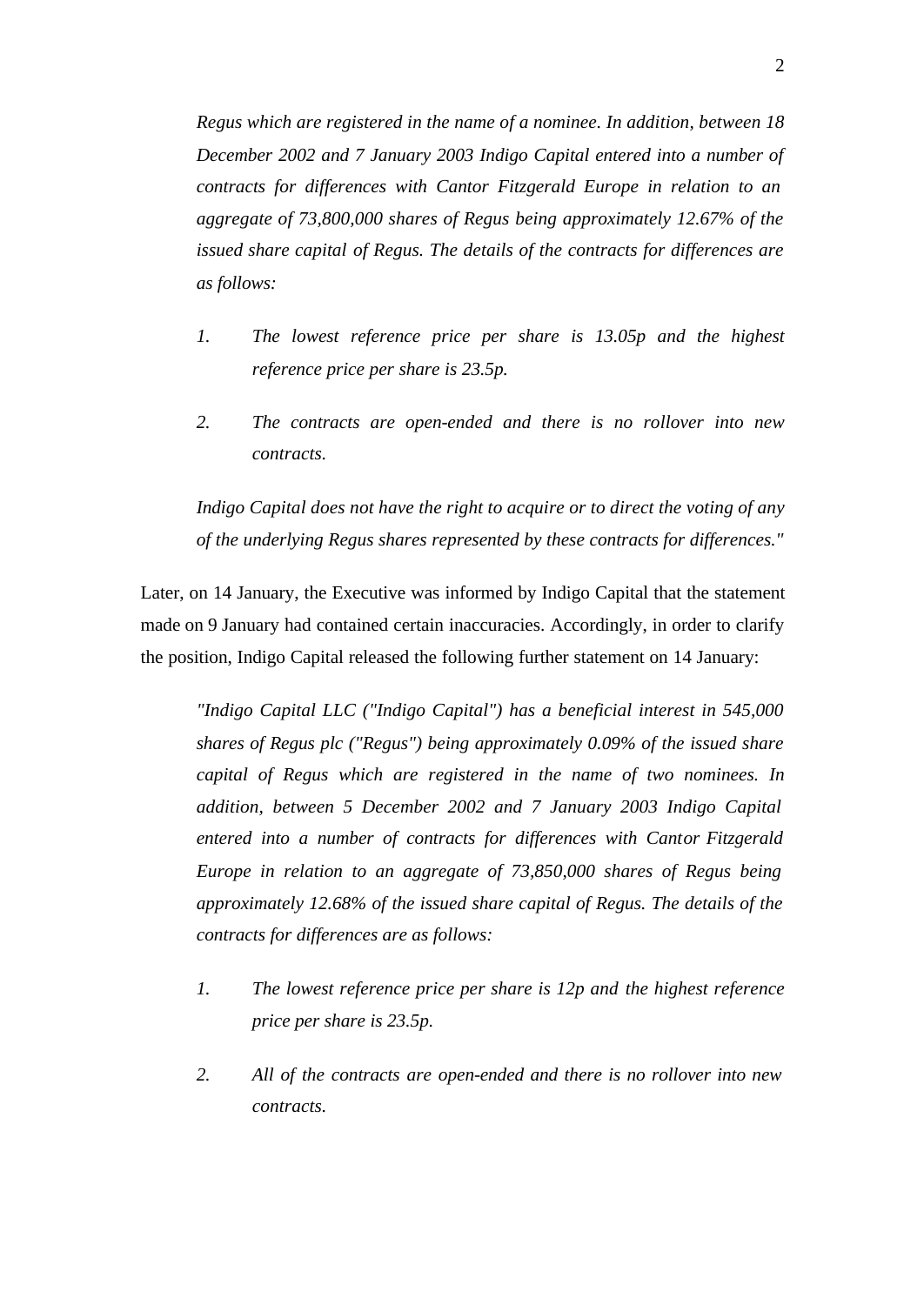*Regus which are registered in the name of a nominee. In addition, between 18 December 2002 and 7 January 2003 Indigo Capital entered into a number of contracts for differences with Cantor Fitzgerald Europe in relation to an aggregate of 73,800,000 shares of Regus being approximately 12.67% of the issued share capital of Regus. The details of the contracts for differences are as follows:*

> *1. The lowest reference price per share is 13.05p and the highest reference price per share is 23.5p.*
>
> *2. The contracts are open-ended and there is no rollover into new contracts.*

*Indigo Capital does not have the right to acquire or to direct the voting of any of the underlying Regus shares represented by these contracts for differences."*

Later, on 14 January, the Executive was informed by Indigo Capital that the statement made on 9 January had contained certain inaccuracies. Accordingly, in order to clarify the position, Indigo Capital released the following further statement on 14 January:

*"Indigo Capital LLC ("Indigo Capital") has a beneficial interest in 545,000 shares of Regus plc ("Regus") being approximately 0.09% of the issued share capital of Regus which are registered in the name of two nominees. In addition, between 5 December 2002 and 7 January 2003 Indigo Capital entered into a number of contracts for differences with Cantor Fitzgerald Europe in relation to an aggregate of 73,850,000 shares of Regus being approximately 12.68% of the issued share capital of Regus. The details of the contracts for differences are as follows:*

> *1. The lowest reference price per share is 12p and the highest reference price per share is 23.5p.*
>
> *2. All of the contracts are open-ended and there is no rollover into new contracts.*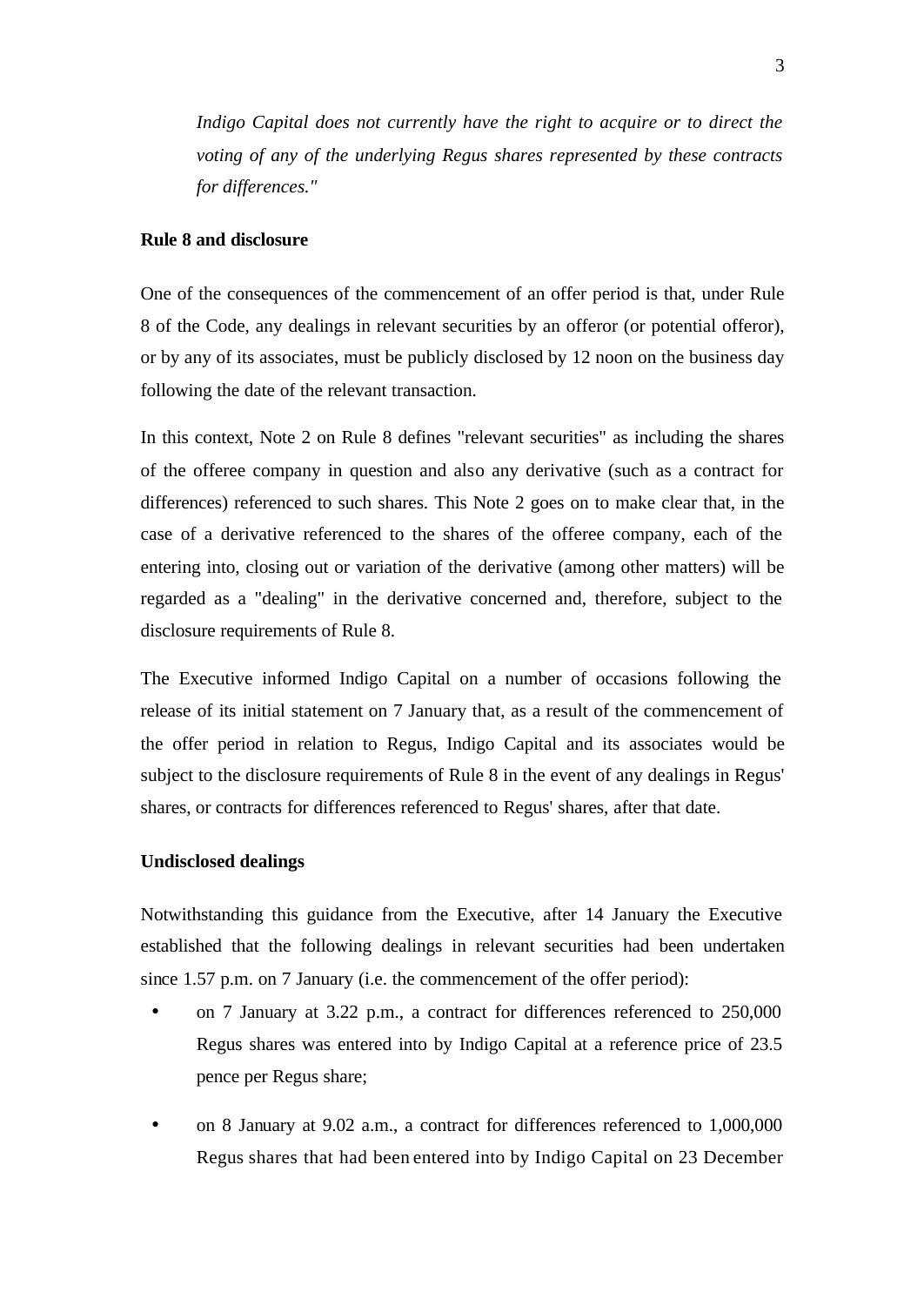*Indigo Capital does not currently have the right to acquire or to direct the voting of any of the underlying Regus shares represented by these contracts for differences."*

**Rule 8 and disclosure**

One of the consequences of the commencement of an offer period is that, under Rule 8 of the Code, any dealings in relevant securities by an offeror (or potential offeror), or by any of its associates, must be publicly disclosed by 12 noon on the business day following the date of the relevant transaction.

In this context, Note 2 on Rule 8 defines "relevant securities" as including the shares of the offeree company in question and also any derivative (such as a contract for differences) referenced to such shares. This Note 2 goes on to make clear that, in the case of a derivative referenced to the shares of the offeree company, each of the entering into, closing out or variation of the derivative (among other matters) will be regarded as a "dealing" in the derivative concerned and, therefore, subject to the disclosure requirements of Rule 8.

The Executive informed Indigo Capital on a number of occasions following the release of its initial statement on 7 January that, as a result of the commencement of the offer period in relation to Regus, Indigo Capital and its associates would be subject to the disclosure requirements of Rule 8 in the event of any dealings in Regus' shares, or contracts for differences referenced to Regus' shares, after that date.

**Undisclosed dealings**

Notwithstanding this guidance from the Executive, after 14 January the Executive established that the following dealings in relevant securities had been undertaken since 1.57 p.m. on 7 January (i.e. the commencement of the offer period):

- on 7 January at 3.22 p.m., a contract for differences referenced to 250,000 Regus shares was entered into by Indigo Capital at a reference price of 23.5 pence per Regus share;
- on 8 January at 9.02 a.m., a contract for differences referenced to 1,000,000 Regus shares that had been entered into by Indigo Capital on 23 December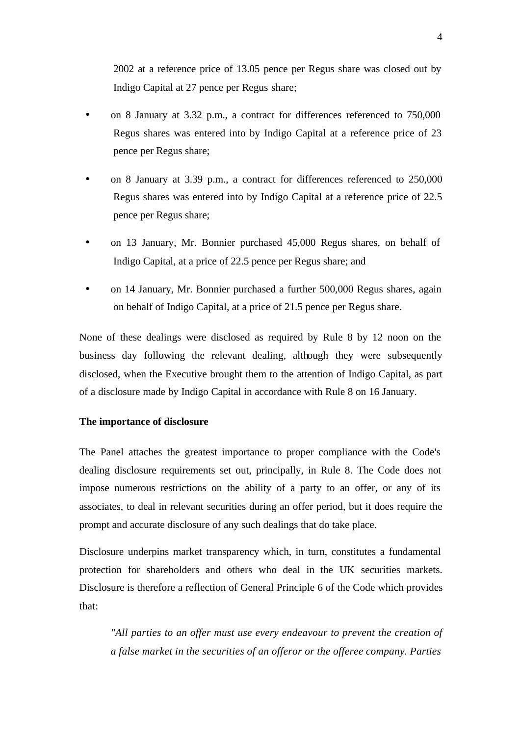2002 at a reference price of 13.05 pence per Regus share was closed out by Indigo Capital at 27 pence per Regus share;

- on 8 January at 3.32 p.m., a contract for differences referenced to 750,000 Regus shares was entered into by Indigo Capital at a reference price of 23 pence per Regus share;
- on 8 January at 3.39 p.m., a contract for differences referenced to 250,000 Regus shares was entered into by Indigo Capital at a reference price of 22.5 pence per Regus share;
- on 13 January, Mr. Bonnier purchased 45,000 Regus shares, on behalf of Indigo Capital, at a price of 22.5 pence per Regus share; and
- on 14 January, Mr. Bonnier purchased a further 500,000 Regus shares, again on behalf of Indigo Capital, at a price of 21.5 pence per Regus share.

None of these dealings were disclosed as required by Rule 8 by 12 noon on the business day following the relevant dealing, although they were subsequently disclosed, when the Executive brought them to the attention of Indigo Capital, as part of a disclosure made by Indigo Capital in accordance with Rule 8 on 16 January.

**The importance of disclosure**

The Panel attaches the greatest importance to proper compliance with the Code's dealing disclosure requirements set out, principally, in Rule 8. The Code does not impose numerous restrictions on the ability of a party to an offer, or any of its associates, to deal in relevant securities during an offer period, but it does require the prompt and accurate disclosure of any such dealings that do take place.

Disclosure underpins market transparency which, in turn, constitutes a fundamental protection for shareholders and others who deal in the UK securities markets. Disclosure is therefore a reflection of General Principle 6 of the Code which provides that:

> *"All parties to an offer must use every endeavour to prevent the creation of a false market in the securities of an offeror or the offeree company. Parties*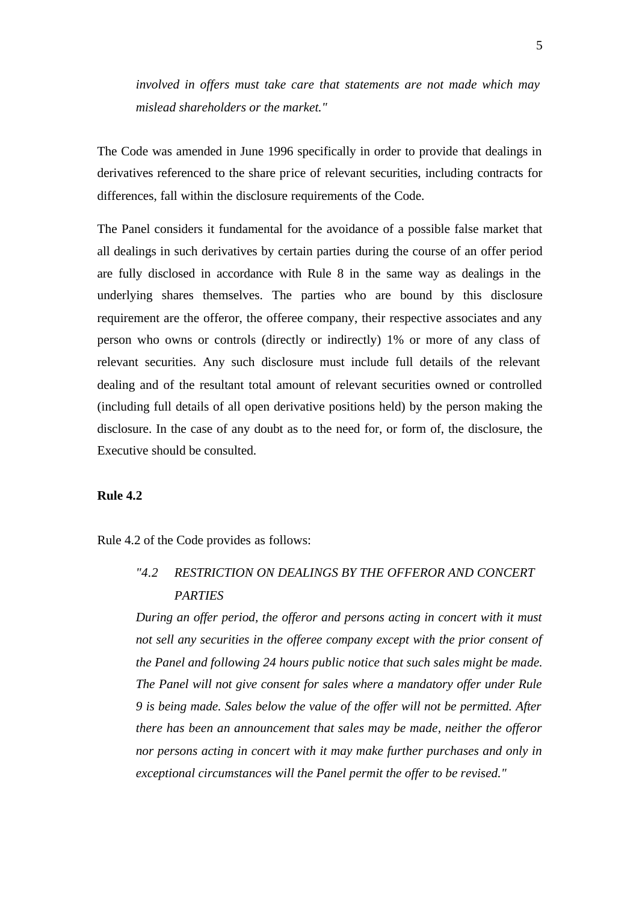*involved in offers must take care that statements are not made which may mislead shareholders or the market."*

The Code was amended in June 1996 specifically in order to provide that dealings in derivatives referenced to the share price of relevant securities, including contracts for differences, fall within the disclosure requirements of the Code.

The Panel considers it fundamental for the avoidance of a possible false market that all dealings in such derivatives by certain parties during the course of an offer period are fully disclosed in accordance with Rule 8 in the same way as dealings in the underlying shares themselves. The parties who are bound by this disclosure requirement are the offeror, the offeree company, their respective associates and any person who owns or controls (directly or indirectly) 1% or more of any class of relevant securities. Any such disclosure must include full details of the relevant dealing and of the resultant total amount of relevant securities owned or controlled (including full details of all open derivative positions held) by the person making the disclosure. In the case of any doubt as to the need for, or form of, the disclosure, the Executive should be consulted.

**Rule 4.2**

Rule 4.2 of the Code provides as follows:

> *"4.2 RESTRICTION ON DEALINGS BY THE OFFEROR AND CONCERT PARTIES*
>
> *During an offer period, the offeror and persons acting in concert with it must not sell any securities in the offeree company except with the prior consent of the Panel and following 24 hours public notice that such sales might be made. The Panel will not give consent for sales where a mandatory offer under Rule 9 is being made. Sales below the value of the offer will not be permitted. After there has been an announcement that sales may be made, neither the offeror nor persons acting in concert with it may make further purchases and only in exceptional circumstances will the Panel permit the offer to be revised."*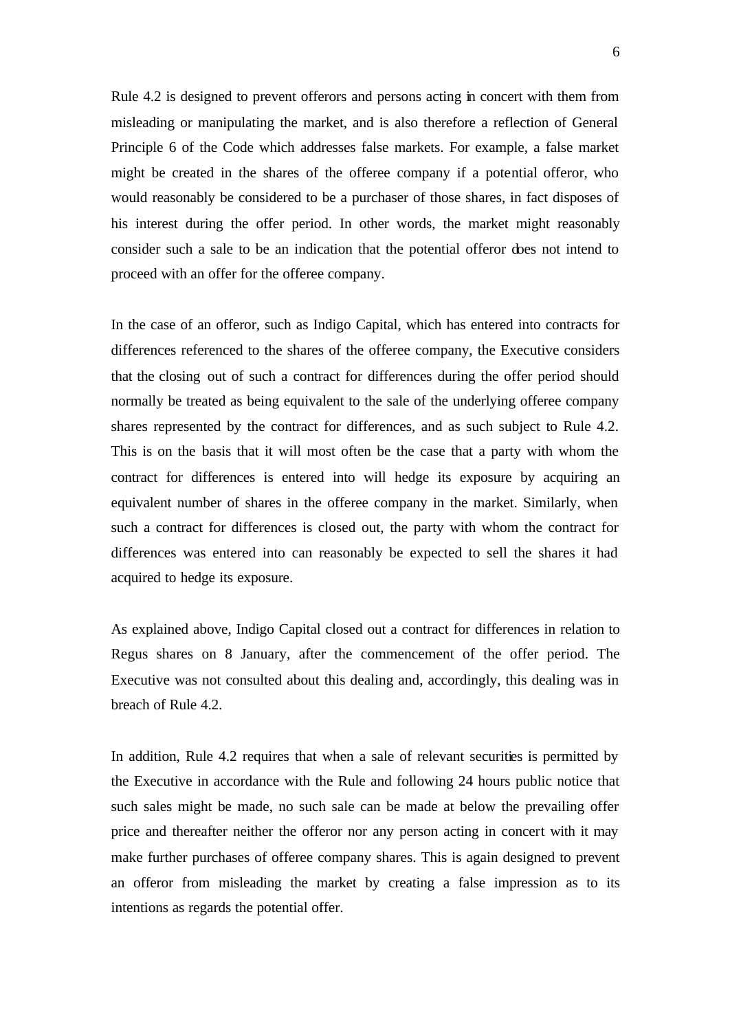Rule 4.2 is designed to prevent offerors and persons acting in concert with them from misleading or manipulating the market, and is also therefore a reflection of General Principle 6 of the Code which addresses false markets. For example, a false market might be created in the shares of the offeree company if a potential offeror, who would reasonably be considered to be a purchaser of those shares, in fact disposes of his interest during the offer period. In other words, the market might reasonably consider such a sale to be an indication that the potential offeror does not intend to proceed with an offer for the offeree company.

In the case of an offeror, such as Indigo Capital, which has entered into contracts for differences referenced to the shares of the offeree company, the Executive considers that the closing out of such a contract for differences during the offer period should normally be treated as being equivalent to the sale of the underlying offeree company shares represented by the contract for differences, and as such subject to Rule 4.2. This is on the basis that it will most often be the case that a party with whom the contract for differences is entered into will hedge its exposure by acquiring an equivalent number of shares in the offeree company in the market. Similarly, when such a contract for differences is closed out, the party with whom the contract for differences was entered into can reasonably be expected to sell the shares it had acquired to hedge its exposure.

As explained above, Indigo Capital closed out a contract for differences in relation to Regus shares on 8 January, after the commencement of the offer period. The Executive was not consulted about this dealing and, accordingly, this dealing was in breach of Rule 4.2.

In addition, Rule 4.2 requires that when a sale of relevant securities is permitted by the Executive in accordance with the Rule and following 24 hours public notice that such sales might be made, no such sale can be made at below the prevailing offer price and thereafter neither the offeror nor any person acting in concert with it may make further purchases of offeree company shares. This is again designed to prevent an offeror from misleading the market by creating a false impression as to its intentions as regards the potential offer.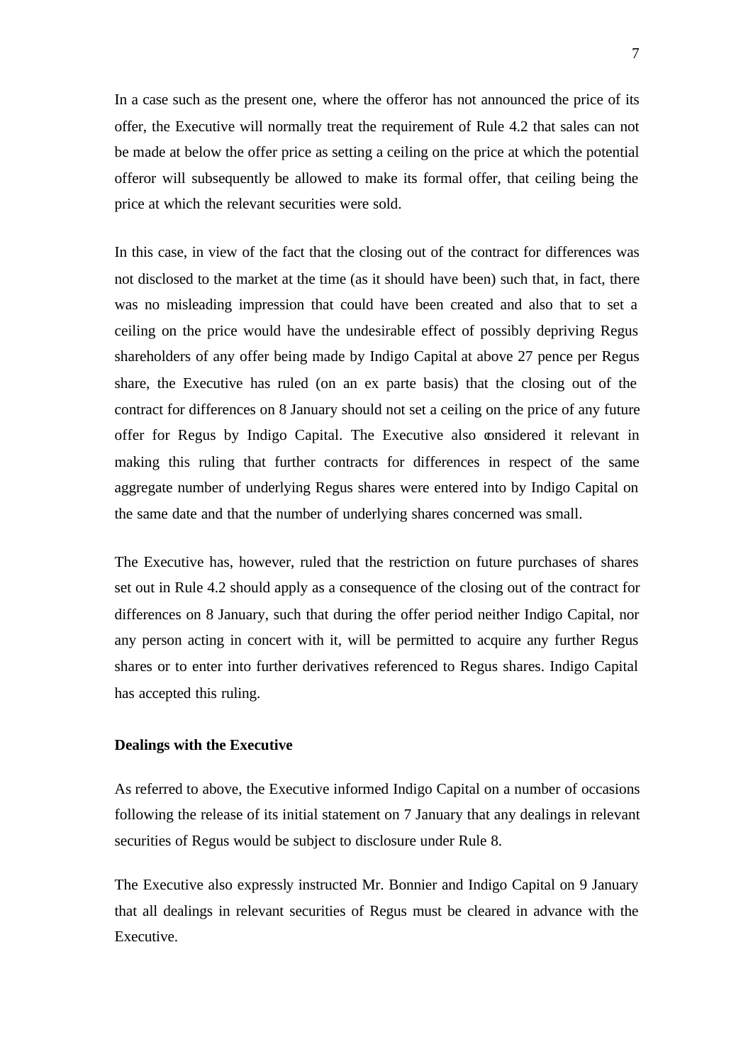In a case such as the present one, where the offeror has not announced the price of its offer, the Executive will normally treat the requirement of Rule 4.2 that sales can not be made at below the offer price as setting a ceiling on the price at which the potential offeror will subsequently be allowed to make its formal offer, that ceiling being the price at which the relevant securities were sold.

In this case, in view of the fact that the closing out of the contract for differences was not disclosed to the market at the time (as it should have been) such that, in fact, there was no misleading impression that could have been created and also that to set a ceiling on the price would have the undesirable effect of possibly depriving Regus shareholders of any offer being made by Indigo Capital at above 27 pence per Regus share, the Executive has ruled (on an ex parte basis) that the closing out of the contract for differences on 8 January should not set a ceiling on the price of any future offer for Regus by Indigo Capital. The Executive also considered it relevant in making this ruling that further contracts for differences in respect of the same aggregate number of underlying Regus shares were entered into by Indigo Capital on the same date and that the number of underlying shares concerned was small.

The Executive has, however, ruled that the restriction on future purchases of shares set out in Rule 4.2 should apply as a consequence of the closing out of the contract for differences on 8 January, such that during the offer period neither Indigo Capital, nor any person acting in concert with it, will be permitted to acquire any further Regus shares or to enter into further derivatives referenced to Regus shares. Indigo Capital has accepted this ruling.

**Dealings with the Executive**

As referred to above, the Executive informed Indigo Capital on a number of occasions following the release of its initial statement on 7 January that any dealings in relevant securities of Regus would be subject to disclosure under Rule 8.

The Executive also expressly instructed Mr. Bonnier and Indigo Capital on 9 January that all dealings in relevant securities of Regus must be cleared in advance with the Executive.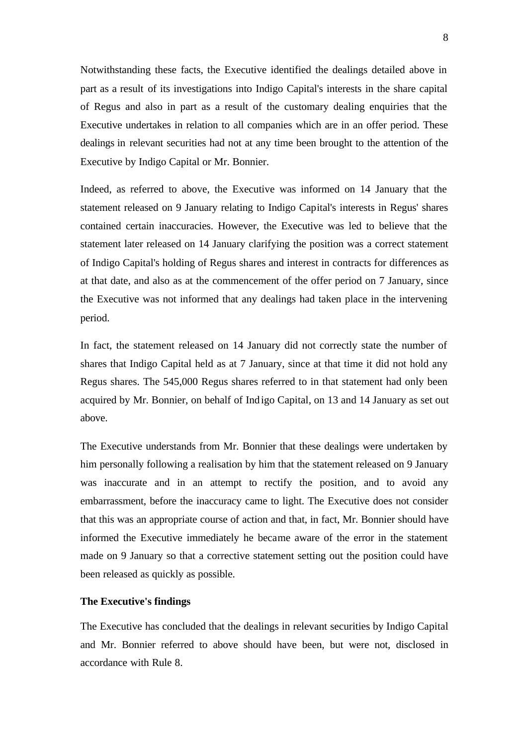Notwithstanding these facts, the Executive identified the dealings detailed above in part as a result of its investigations into Indigo Capital's interests in the share capital of Regus and also in part as a result of the customary dealing enquiries that the Executive undertakes in relation to all companies which are in an offer period. These dealings in relevant securities had not at any time been brought to the attention of the Executive by Indigo Capital or Mr. Bonnier.

Indeed, as referred to above, the Executive was informed on 14 January that the statement released on 9 January relating to Indigo Capital's interests in Regus' shares contained certain inaccuracies. However, the Executive was led to believe that the statement later released on 14 January clarifying the position was a correct statement of Indigo Capital's holding of Regus shares and interest in contracts for differences as at that date, and also as at the commencement of the offer period on 7 January, since the Executive was not informed that any dealings had taken place in the intervening period.

In fact, the statement released on 14 January did not correctly state the number of shares that Indigo Capital held as at 7 January, since at that time it did not hold any Regus shares. The 545,000 Regus shares referred to in that statement had only been acquired by Mr. Bonnier, on behalf of Indigo Capital, on 13 and 14 January as set out above.

The Executive understands from Mr. Bonnier that these dealings were undertaken by him personally following a realisation by him that the statement released on 9 January was inaccurate and in an attempt to rectify the position, and to avoid any embarrassment, before the inaccuracy came to light. The Executive does not consider that this was an appropriate course of action and that, in fact, Mr. Bonnier should have informed the Executive immediately he became aware of the error in the statement made on 9 January so that a corrective statement setting out the position could have been released as quickly as possible.

**The Executive's findings**

The Executive has concluded that the dealings in relevant securities by Indigo Capital and Mr. Bonnier referred to above should have been, but were not, disclosed in accordance with Rule 8.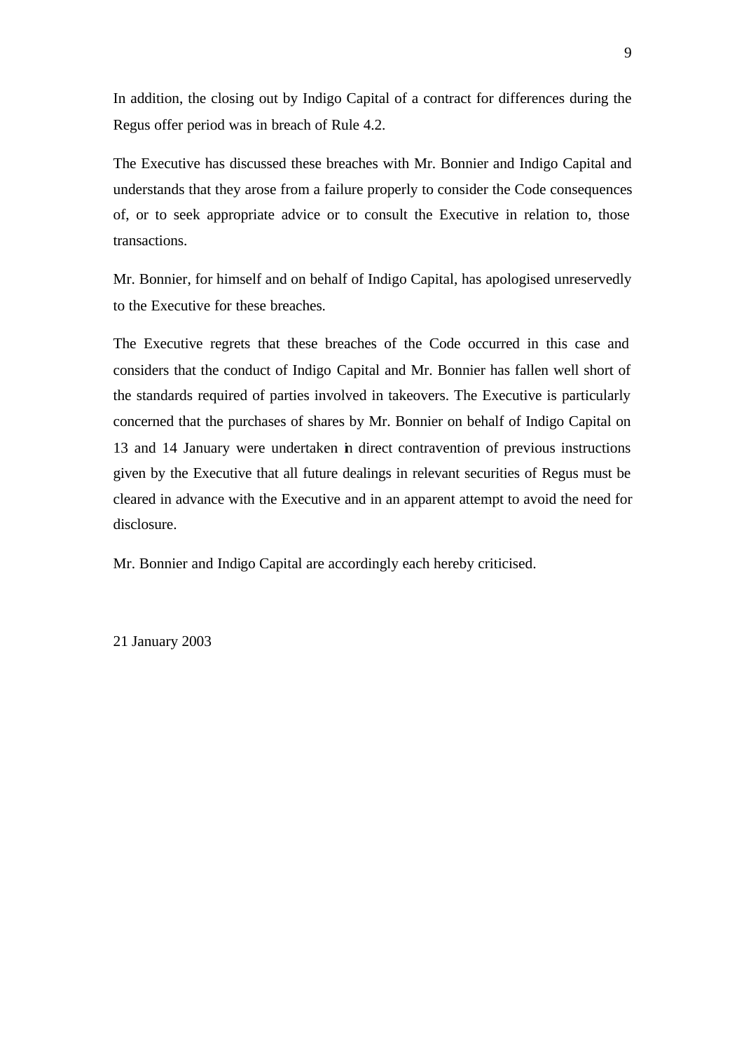In addition, the closing out by Indigo Capital of a contract for differences during the Regus offer period was in breach of Rule 4.2.

The Executive has discussed these breaches with Mr. Bonnier and Indigo Capital and understands that they arose from a failure properly to consider the Code consequences of, or to seek appropriate advice or to consult the Executive in relation to, those transactions.

Mr. Bonnier, for himself and on behalf of Indigo Capital, has apologised unreservedly to the Executive for these breaches.

The Executive regrets that these breaches of the Code occurred in this case and considers that the conduct of Indigo Capital and Mr. Bonnier has fallen well short of the standards required of parties involved in takeovers. The Executive is particularly concerned that the purchases of shares by Mr. Bonnier on behalf of Indigo Capital on 13 and 14 January were undertaken in direct contravention of previous instructions given by the Executive that all future dealings in relevant securities of Regus must be cleared in advance with the Executive and in an apparent attempt to avoid the need for disclosure.

Mr. Bonnier and Indigo Capital are accordingly each hereby criticised.

21 January 2003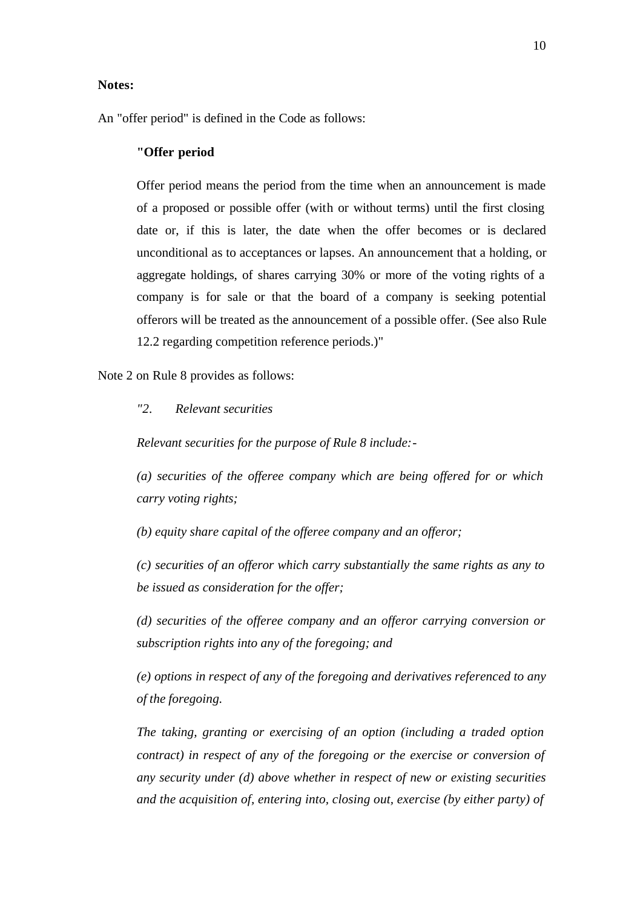**Notes:**

An "offer period" is defined in the Code as follows:

> **"Offer period**
>
> Offer period means the period from the time when an announcement is made of a proposed or possible offer (with or without terms) until the first closing date or, if this is later, the date when the offer becomes or is declared unconditional as to acceptances or lapses. An announcement that a holding, or aggregate holdings, of shares carrying 30% or more of the voting rights of a company is for sale or that the board of a company is seeking potential offerors will be treated as the announcement of a possible offer. (See also Rule 12.2 regarding competition reference periods.)"

Note 2 on Rule 8 provides as follows:

> *"2. Relevant securities*
>
> *Relevant securities for the purpose of Rule 8 include:-*
>
> *(a) securities of the offeree company which are being offered for or which carry voting rights;*
>
> *(b) equity share capital of the offeree company and an offeror;*
>
> *(c) securities of an offeror which carry substantially the same rights as any to be issued as consideration for the offer;*
>
> *(d) securities of the offeree company and an offeror carrying conversion or subscription rights into any of the foregoing; and*
>
> *(e) options in respect of any of the foregoing and derivatives referenced to any of the foregoing.*
>
> *The taking, granting or exercising of an option (including a traded option contract) in respect of any of the foregoing or the exercise or conversion of any security under (d) above whether in respect of new or existing securities and the acquisition of, entering into, closing out, exercise (by either party) of*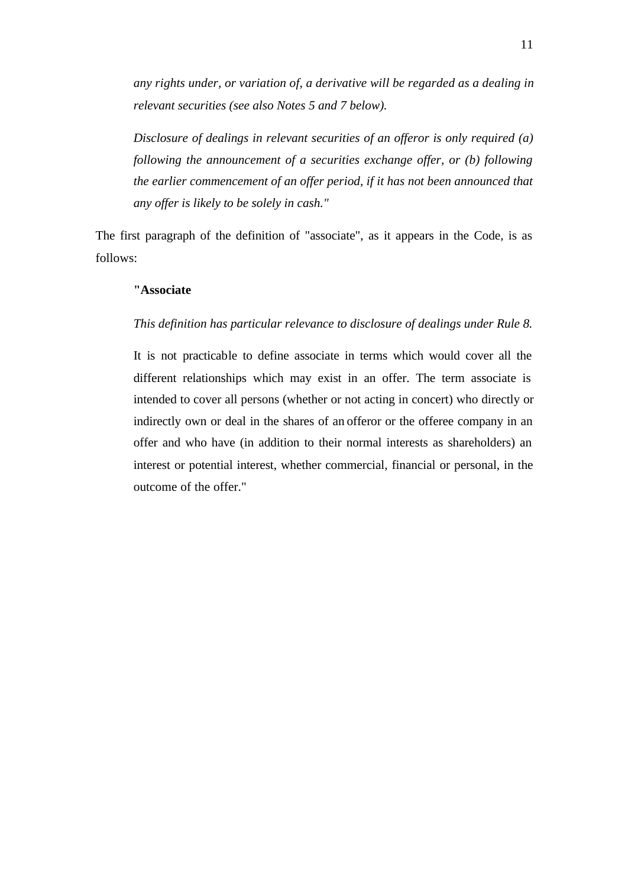*any rights under, or variation of, a derivative will be regarded as a dealing in relevant securities (see also Notes 5 and 7 below).*

*Disclosure of dealings in relevant securities of an offeror is only required (a) following the announcement of a securities exchange offer, or (b) following the earlier commencement of an offer period, if it has not been announced that any offer is likely to be solely in cash."*

The first paragraph of the definition of "associate", as it appears in the Code, is as follows:

> **"Associate**
>
> *This definition has particular relevance to disclosure of dealings under Rule 8.*
>
> It is not practicable to define associate in terms which would cover all the different relationships which may exist in an offer. The term associate is intended to cover all persons (whether or not acting in concert) who directly or indirectly own or deal in the shares of an offeror or the offeree company in an offer and who have (in addition to their normal interests as shareholders) an interest or potential interest, whether commercial, financial or personal, in the outcome of the offer."